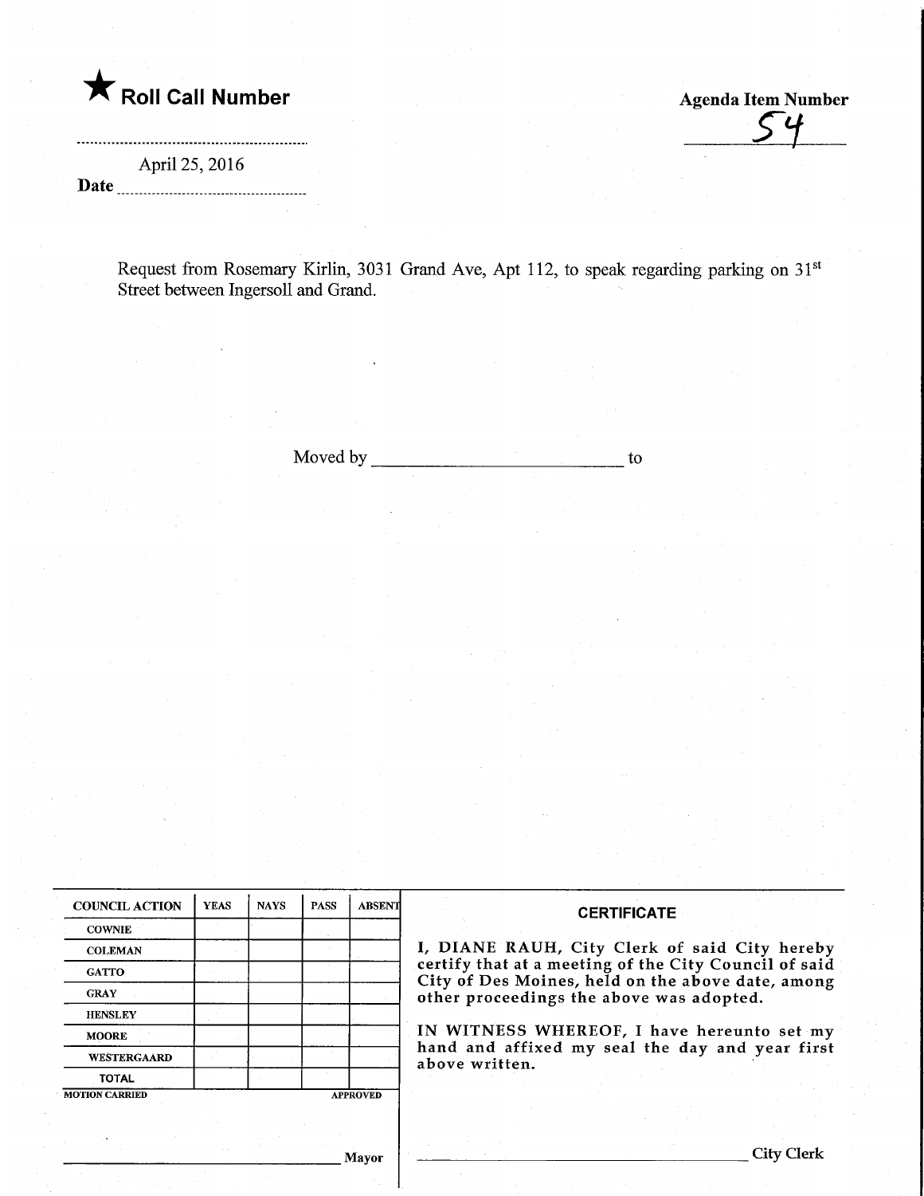★ **Roll Call Number**

**Agenda Item Number**

54

April 25, 2016

**Date** ..............................

Request from Rosemary Kirlin, 3031 Grand Ave, Apt 112, to speak regarding parking on 31st Street between Ingersoll and Grand.

Moved by ______________________ to

| COUNCIL ACTION | YEAS | NAYS | PASS | ABSENT |
|---|---|---|---|---|
| COWNIE | | | | |
| COLEMAN | | | | |
| GATTO | | | | |
| GRAY | | | | |
| HENSLEY | | | | |
| MOORE | | | | |
| WESTERGAARD | | | | |
| TOTAL | | | | |

MOTION CARRIED APPROVED

______________________ Mayor

**CERTIFICATE**

I, DIANE RAUH, City Clerk of said City hereby certify that at a meeting of the City Council of said City of Des Moines, held on the above date, among other proceedings the above was adopted.

IN WITNESS WHEREOF, I have hereunto set my hand and affixed my seal the day and year first above written.

______________________ City Clerk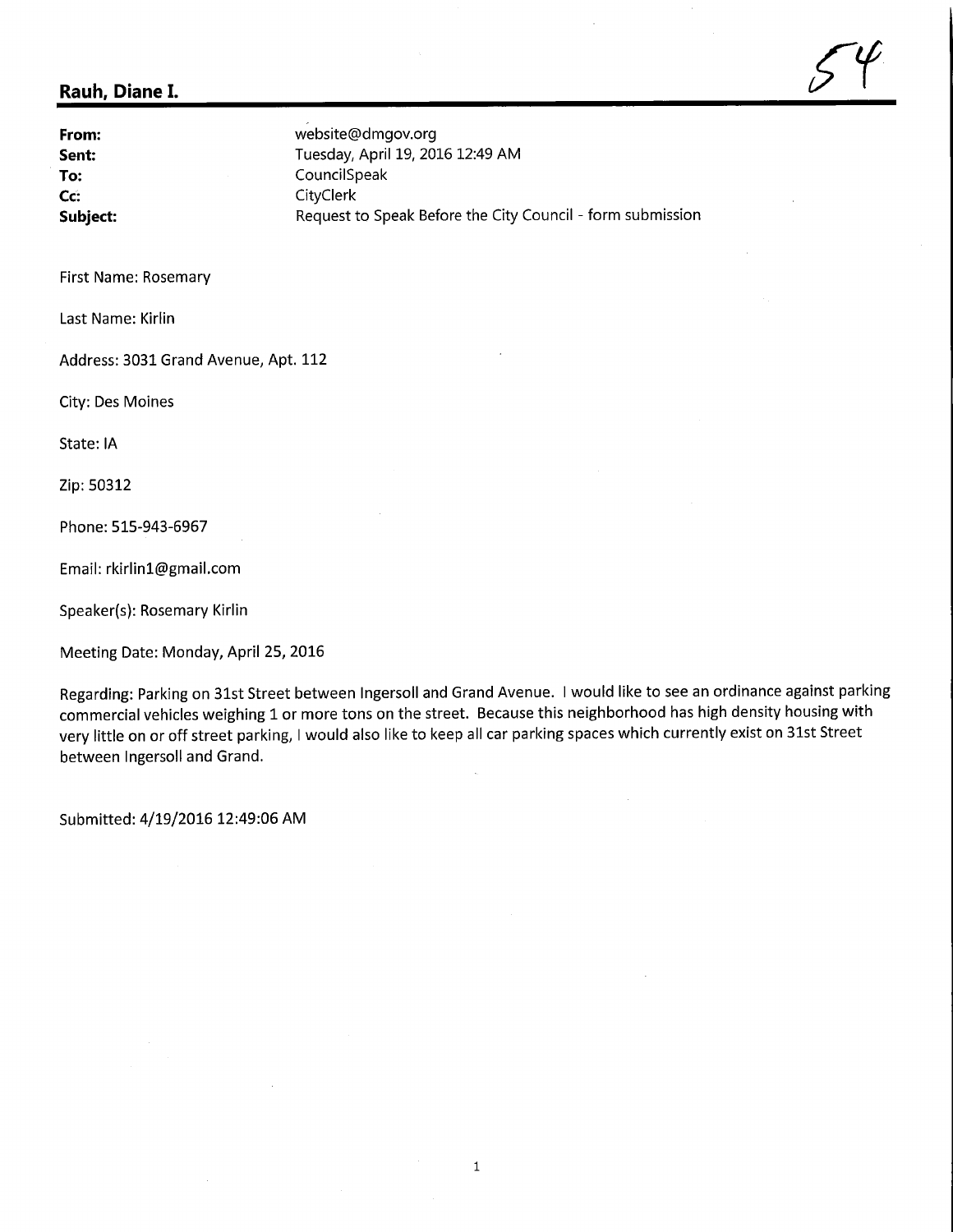**Rauh, Diane I.**

54

| | |
|---|---|
| **From:** | website@dmgov.org |
| **Sent:** | Tuesday, April 19, 2016 12:49 AM |
| **To:** | CouncilSpeak |
| **Cc:** | CityClerk |
| **Subject:** | Request to Speak Before the City Council - form submission |

First Name: Rosemary

Last Name: Kirlin

Address: 3031 Grand Avenue, Apt. 112

City: Des Moines

State: IA

Zip: 50312

Phone: 515-943-6967

Email: rkirlin1@gmail.com

Speaker(s): Rosemary Kirlin

Meeting Date: Monday, April 25, 2016

Regarding: Parking on 31st Street between Ingersoll and Grand Avenue. I would like to see an ordinance against parking commercial vehicles weighing 1 or more tons on the street. Because this neighborhood has high density housing with very little on or off street parking, I would also like to keep all car parking spaces which currently exist on 31st Street between Ingersoll and Grand.

Submitted: 4/19/2016 12:49:06 AM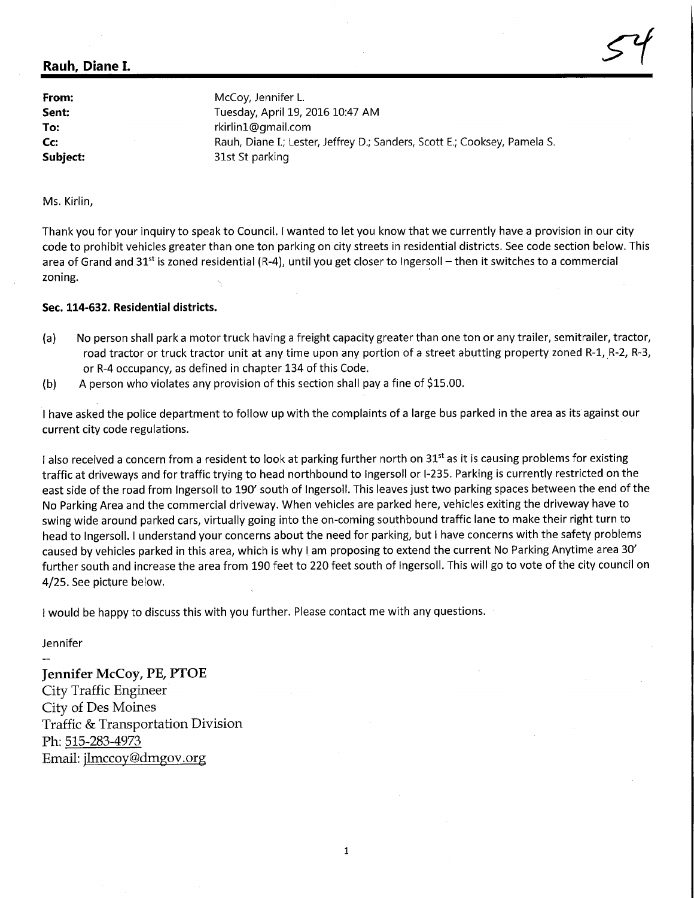# Rauh, Diane I.

54

**From:** McCoy, Jennifer L.
**Sent:** Tuesday, April 19, 2016 10:47 AM
**To:** rkirlin1@gmail.com
**Cc:** Rauh, Diane I.; Lester, Jeffrey D.; Sanders, Scott E.; Cooksey, Pamela S.
**Subject:** 31st St parking

Ms. Kirlin,

Thank you for your inquiry to speak to Council. I wanted to let you know that we currently have a provision in our city code to prohibit vehicles greater than one ton parking on city streets in residential districts. See code section below. This area of Grand and 31st is zoned residential (R-4), until you get closer to Ingersoll – then it switches to a commercial zoning.

**Sec. 114-632. Residential districts.**

(a) No person shall park a motor truck having a freight capacity greater than one ton or any trailer, semitrailer, tractor, road tractor or truck tractor unit at any time upon any portion of a street abutting property zoned R-1, R-2, R-3, or R-4 occupancy, as defined in chapter 134 of this Code.

(b) A person who violates any provision of this section shall pay a fine of $15.00.

I have asked the police department to follow up with the complaints of a large bus parked in the area as its against our current city code regulations.

I also received a concern from a resident to look at parking further north on 31st as it is causing problems for existing traffic at driveways and for traffic trying to head northbound to Ingersoll or I-235. Parking is currently restricted on the east side of the road from Ingersoll to 190' south of Ingersoll. This leaves just two parking spaces between the end of the No Parking Area and the commercial driveway. When vehicles are parked here, vehicles exiting the driveway have to swing wide around parked cars, virtually going into the on-coming southbound traffic lane to make their right turn to head to Ingersoll. I understand your concerns about the need for parking, but I have concerns with the safety problems caused by vehicles parked in this area, which is why I am proposing to extend the current No Parking Anytime area 30' further south and increase the area from 190 feet to 220 feet south of Ingersoll. This will go to vote of the city council on 4/25. See picture below.

I would be happy to discuss this with you further. Please contact me with any questions.

Jennifer

--

**Jennifer McCoy, PE, PTOE**
City Traffic Engineer
City of Des Moines
Traffic & Transportation Division
Ph: 515-283-4973
Email: jlmccoy@dmgov.org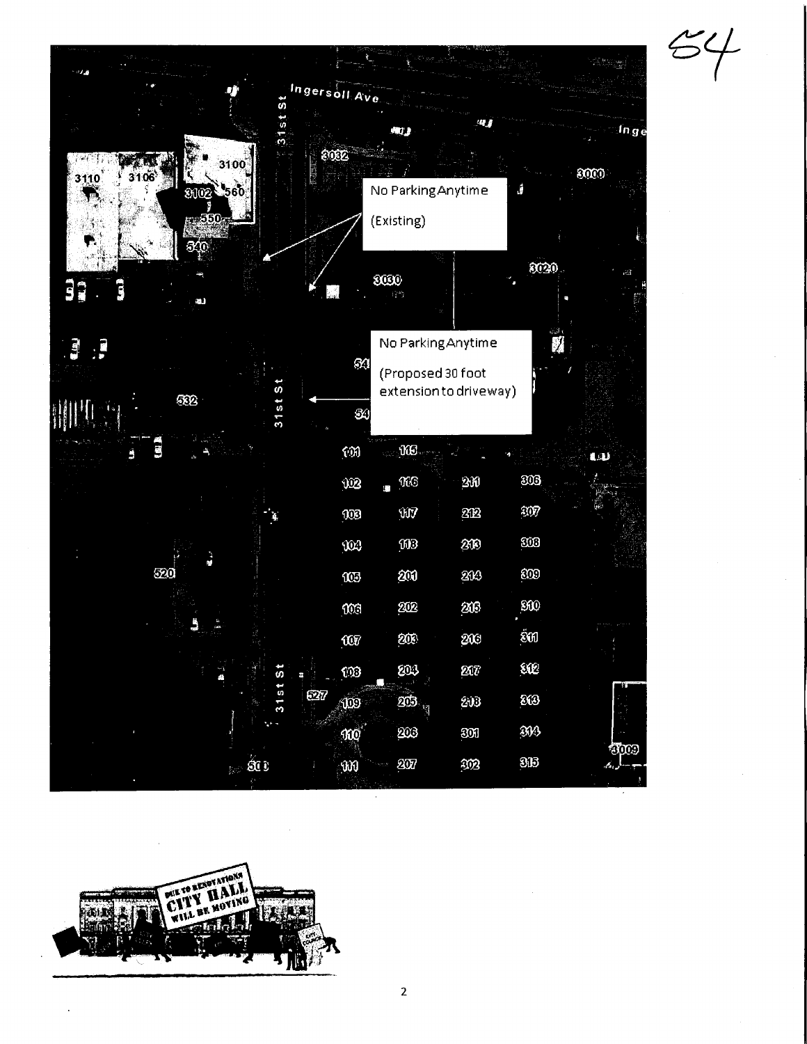54

Ingersoll Ave

31st St

3110

3106

3100

3102

560

550

540

3032

3000

No Parking Anytime

(Existing)

3030

3020

No Parking Anytime

(Proposed 30 foot extension to driveway)

532

31st St

520

527

500

3009